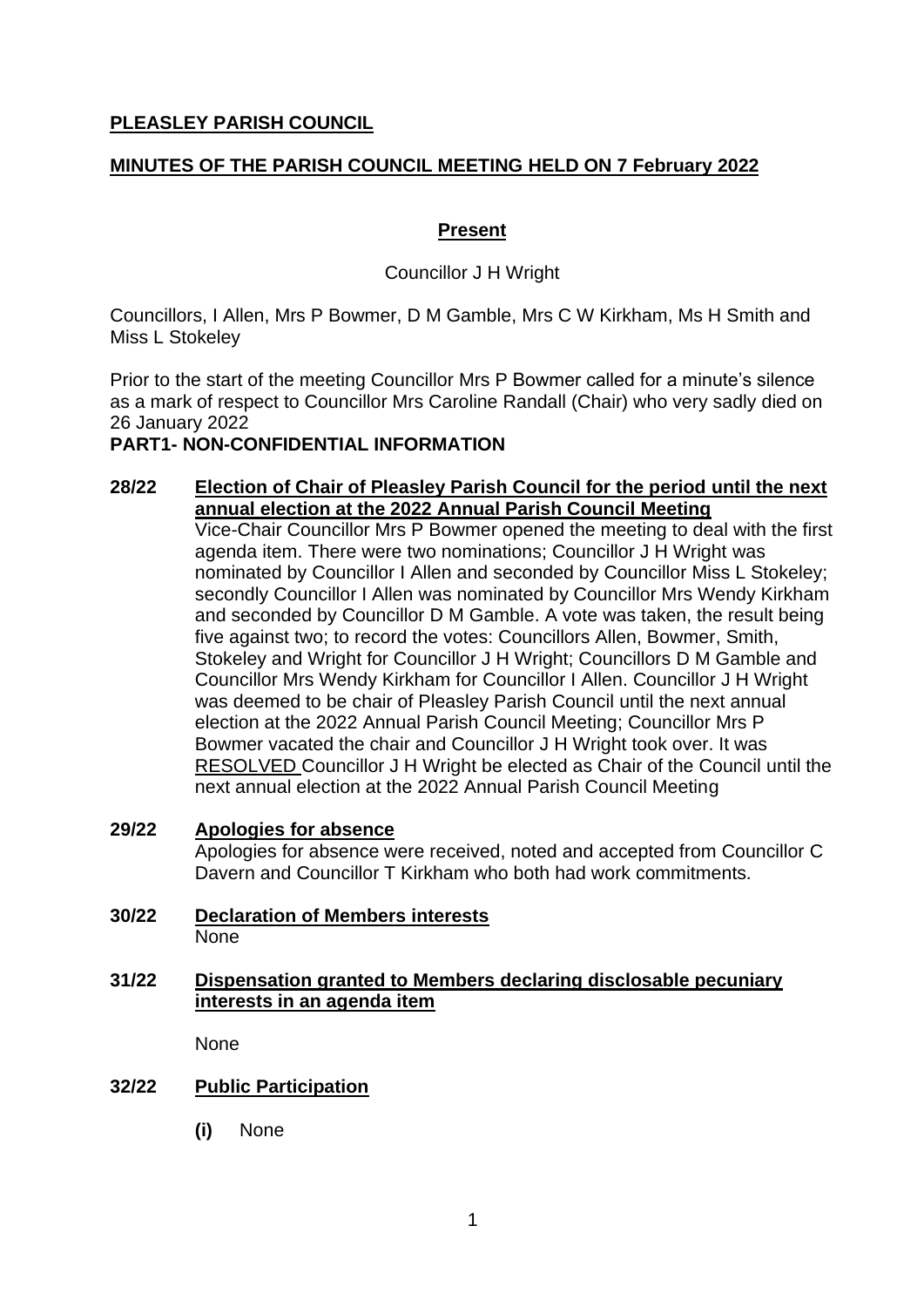**PLEASLEY PARISH COUNCIL**

**MINUTES OF THE PARISH COUNCIL MEETING HELD ON 7 February 2022**

**Present**

Councillor J H Wright

Councillors, I Allen, Mrs P Bowmer, D M Gamble, Mrs C W Kirkham, Ms H Smith and Miss L Stokeley

Prior to the start of the meeting Councillor Mrs P Bowmer called for a minute's silence as a mark of respect to Councillor Mrs Caroline Randall (Chair) who very sadly died on 26 January 2022

**PART1- NON-CONFIDENTIAL INFORMATION**

**28/22 Election of Chair of Pleasley Parish Council for the period until the next annual election at the 2022 Annual Parish Council Meeting**

Vice-Chair Councillor Mrs P Bowmer opened the meeting to deal with the first agenda item. There were two nominations; Councillor J H Wright was nominated by Councillor I Allen and seconded by Councillor Miss L Stokeley; secondly Councillor I Allen was nominated by Councillor Mrs Wendy Kirkham and seconded by Councillor D M Gamble. A vote was taken, the result being five against two; to record the votes: Councillors Allen, Bowmer, Smith, Stokeley and Wright for Councillor J H Wright; Councillors D M Gamble and Councillor Mrs Wendy Kirkham for Councillor I Allen. Councillor J H Wright was deemed to be chair of Pleasley Parish Council until the next annual election at the 2022 Annual Parish Council Meeting; Councillor Mrs P Bowmer vacated the chair and Councillor J H Wright took over. It was RESOLVED Councillor J H Wright be elected as Chair of the Council until the next annual election at the 2022 Annual Parish Council Meeting

**29/22 Apologies for absence**

Apologies for absence were received, noted and accepted from Councillor C Davern and Councillor T Kirkham who both had work commitments.

**30/22 Declaration of Members interests**

None

**31/22 Dispensation granted to Members declaring disclosable pecuniary interests in an agenda item**

None

**32/22 Public Participation**

**(i)** None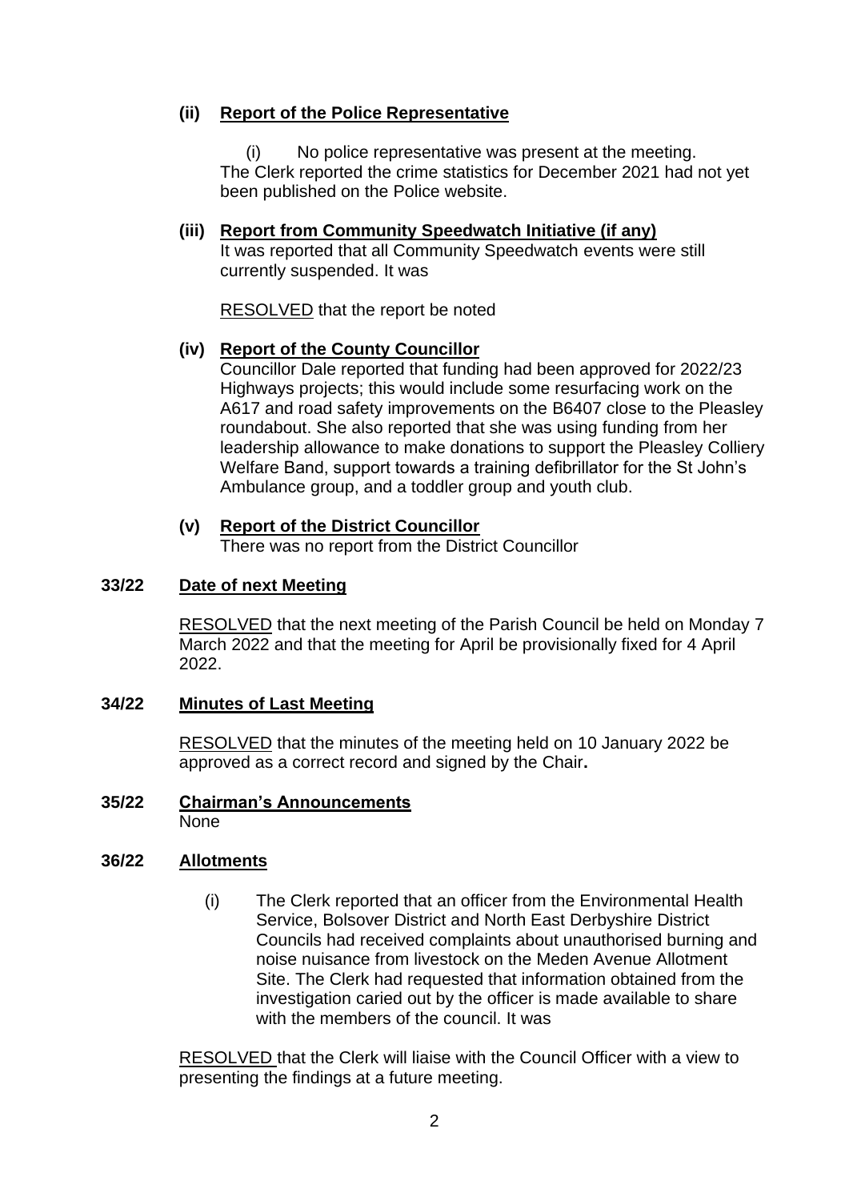**(ii) Report of the Police Representative**

(i) No police representative was present at the meeting. The Clerk reported the crime statistics for December 2021 had not yet been published on the Police website.

**(iii) Report from Community Speedwatch Initiative (if any)**

It was reported that all Community Speedwatch events were still currently suspended. It was

RESOLVED that the report be noted

**(iv) Report of the County Councillor**

Councillor Dale reported that funding had been approved for 2022/23 Highways projects; this would include some resurfacing work on the A617 and road safety improvements on the B6407 close to the Pleasley roundabout. She also reported that she was using funding from her leadership allowance to make donations to support the Pleasley Colliery Welfare Band, support towards a training defibrillator for the St John's Ambulance group, and a toddler group and youth club.

**(v) Report of the District Councillor**

There was no report from the District Councillor

**33/22 Date of next Meeting**

RESOLVED that the next meeting of the Parish Council be held on Monday 7 March 2022 and that the meeting for April be provisionally fixed for 4 April 2022.

**34/22 Minutes of Last Meeting**

RESOLVED that the minutes of the meeting held on 10 January 2022 be approved as a correct record and signed by the Chair**.**

**35/22 Chairman's Announcements**

None

**36/22 Allotments**

(i) The Clerk reported that an officer from the Environmental Health Service, Bolsover District and North East Derbyshire District Councils had received complaints about unauthorised burning and noise nuisance from livestock on the Meden Avenue Allotment Site. The Clerk had requested that information obtained from the investigation caried out by the officer is made available to share with the members of the council. It was

RESOLVED that the Clerk will liaise with the Council Officer with a view to presenting the findings at a future meeting.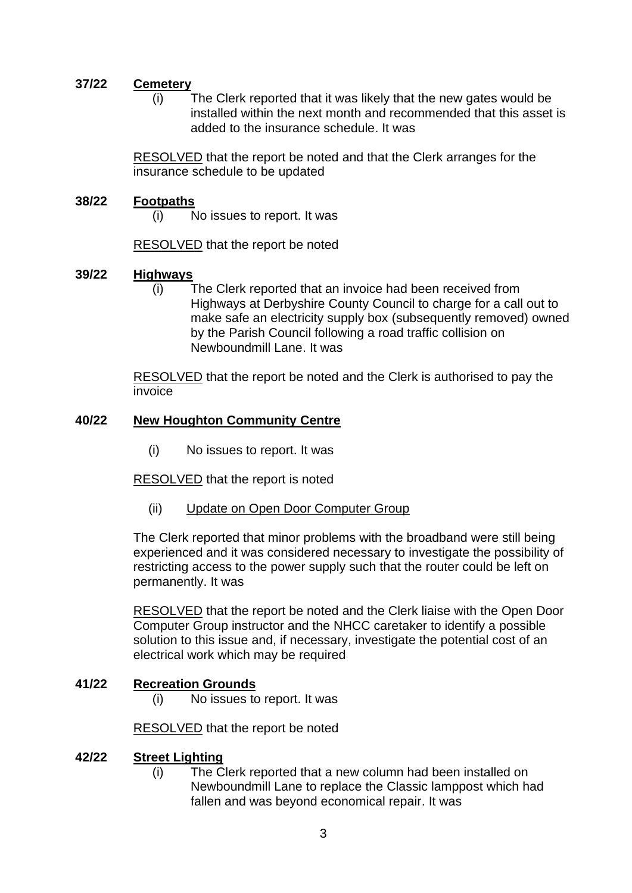**37/22 Cemetery**

(i) The Clerk reported that it was likely that the new gates would be installed within the next month and recommended that this asset is added to the insurance schedule. It was

RESOLVED that the report be noted and that the Clerk arranges for the insurance schedule to be updated

**38/22 Footpaths**

(i) No issues to report. It was

RESOLVED that the report be noted

**39/22 Highways**

(i) The Clerk reported that an invoice had been received from Highways at Derbyshire County Council to charge for a call out to make safe an electricity supply box (subsequently removed) owned by the Parish Council following a road traffic collision on Newboundmill Lane. It was

RESOLVED that the report be noted and the Clerk is authorised to pay the invoice

**40/22 New Houghton Community Centre**

(i) No issues to report. It was

RESOLVED that the report is noted

(ii) Update on Open Door Computer Group

The Clerk reported that minor problems with the broadband were still being experienced and it was considered necessary to investigate the possibility of restricting access to the power supply such that the router could be left on permanently. It was

RESOLVED that the report be noted and the Clerk liaise with the Open Door Computer Group instructor and the NHCC caretaker to identify a possible solution to this issue and, if necessary, investigate the potential cost of an electrical work which may be required

**41/22 Recreation Grounds**

(i) No issues to report. It was

RESOLVED that the report be noted

**42/22 Street Lighting**

(i) The Clerk reported that a new column had been installed on Newboundmill Lane to replace the Classic lamppost which had fallen and was beyond economical repair. It was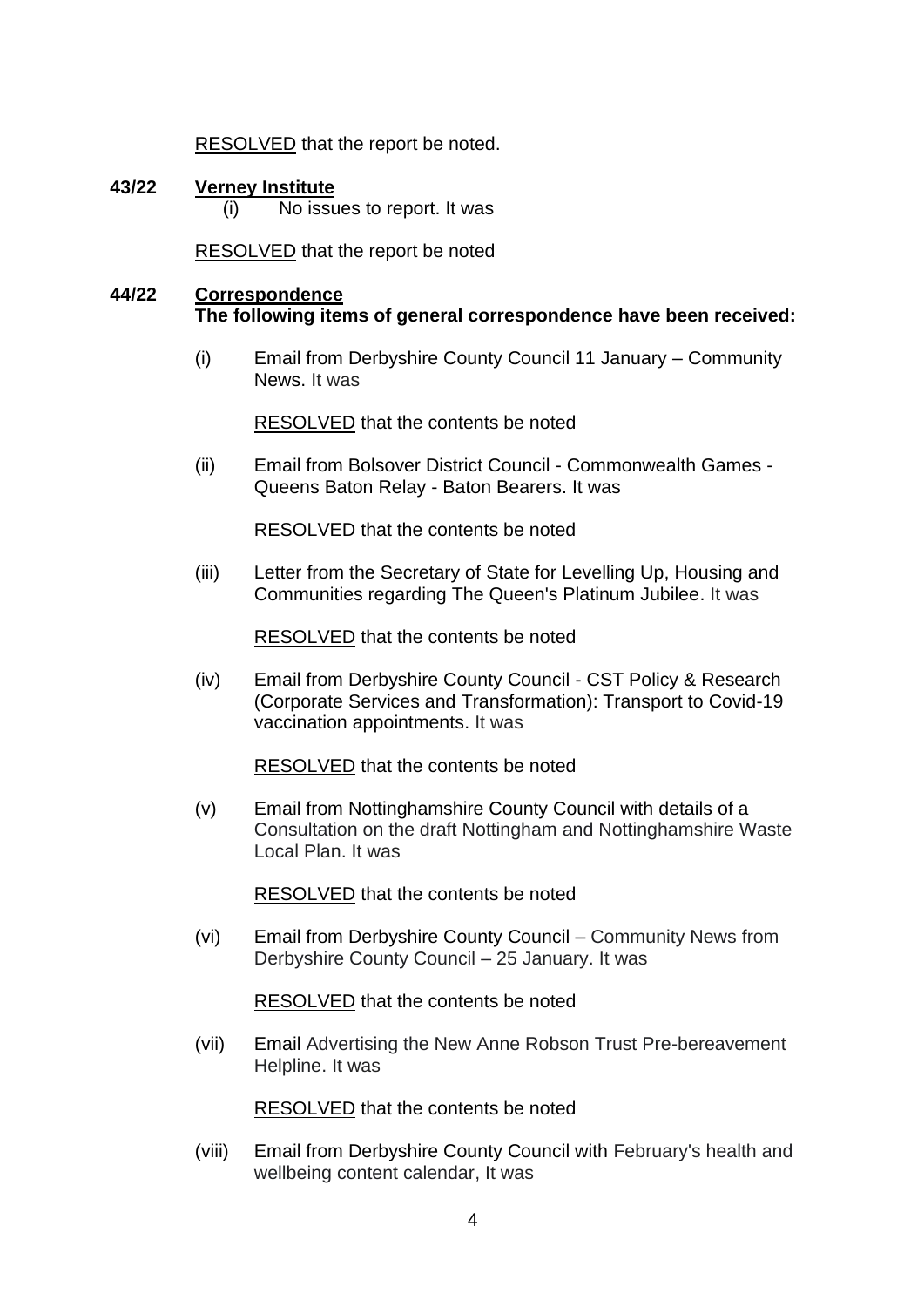RESOLVED that the report be noted.

**43/22 Verney Institute**

(i) No issues to report. It was

RESOLVED that the report be noted

**44/22 Correspondence**

**The following items of general correspondence have been received:**

(i) Email from Derbyshire County Council 11 January – Community News. It was

RESOLVED that the contents be noted

(ii) Email from Bolsover District Council - Commonwealth Games - Queens Baton Relay - Baton Bearers. It was

RESOLVED that the contents be noted

(iii) Letter from the Secretary of State for Levelling Up, Housing and Communities regarding The Queen's Platinum Jubilee. It was

RESOLVED that the contents be noted

(iv) Email from Derbyshire County Council - CST Policy & Research (Corporate Services and Transformation): Transport to Covid-19 vaccination appointments. It was

RESOLVED that the contents be noted

(v) Email from Nottinghamshire County Council with details of a Consultation on the draft Nottingham and Nottinghamshire Waste Local Plan. It was

RESOLVED that the contents be noted

(vi) Email from Derbyshire County Council – Community News from Derbyshire County Council – 25 January. It was

RESOLVED that the contents be noted

(vii) Email Advertising the New Anne Robson Trust Pre-bereavement Helpline. It was

RESOLVED that the contents be noted

(viii) Email from Derbyshire County Council with February's health and wellbeing content calendar, It was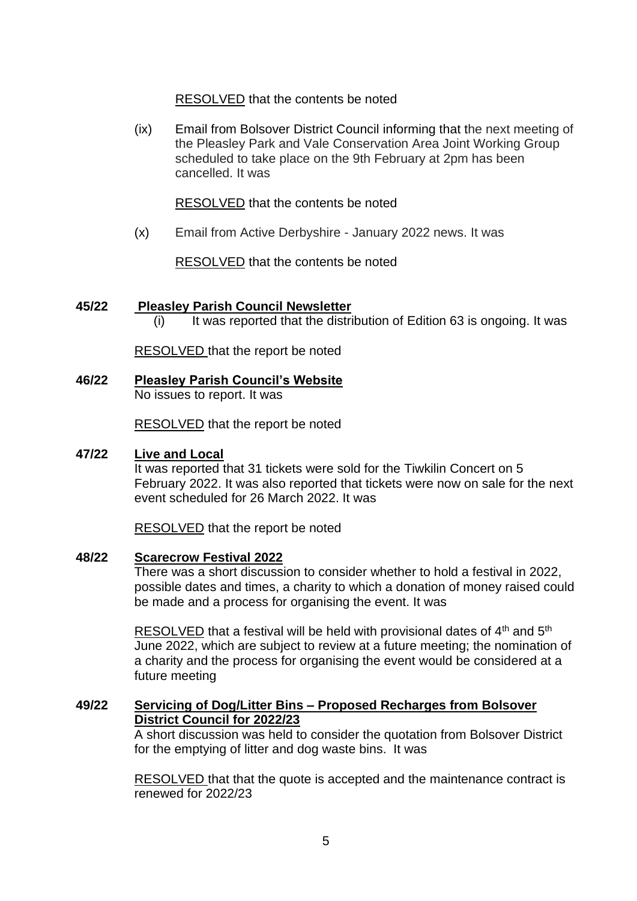RESOLVED that the contents be noted

(ix) Email from Bolsover District Council informing that the next meeting of the Pleasley Park and Vale Conservation Area Joint Working Group scheduled to take place on the 9th February at 2pm has been cancelled. It was

RESOLVED that the contents be noted

(x) Email from Active Derbyshire - January 2022 news. It was

RESOLVED that the contents be noted

**45/22 Pleasley Parish Council Newsletter**

(i) It was reported that the distribution of Edition 63 is ongoing. It was

RESOLVED that the report be noted

**46/22 Pleasley Parish Council's Website**

No issues to report. It was

RESOLVED that the report be noted

**47/22 Live and Local**

It was reported that 31 tickets were sold for the Tiwkilin Concert on 5 February 2022. It was also reported that tickets were now on sale for the next event scheduled for 26 March 2022. It was

RESOLVED that the report be noted

**48/22 Scarecrow Festival 2022**

There was a short discussion to consider whether to hold a festival in 2022, possible dates and times, a charity to which a donation of money raised could be made and a process for organising the event. It was

RESOLVED that a festival will be held with provisional dates of 4th and 5th June 2022, which are subject to review at a future meeting; the nomination of a charity and the process for organising the event would be considered at a future meeting

**49/22 Servicing of Dog/Litter Bins – Proposed Recharges from Bolsover District Council for 2022/23**

A short discussion was held to consider the quotation from Bolsover District for the emptying of litter and dog waste bins. It was

RESOLVED that that the quote is accepted and the maintenance contract is renewed for 2022/23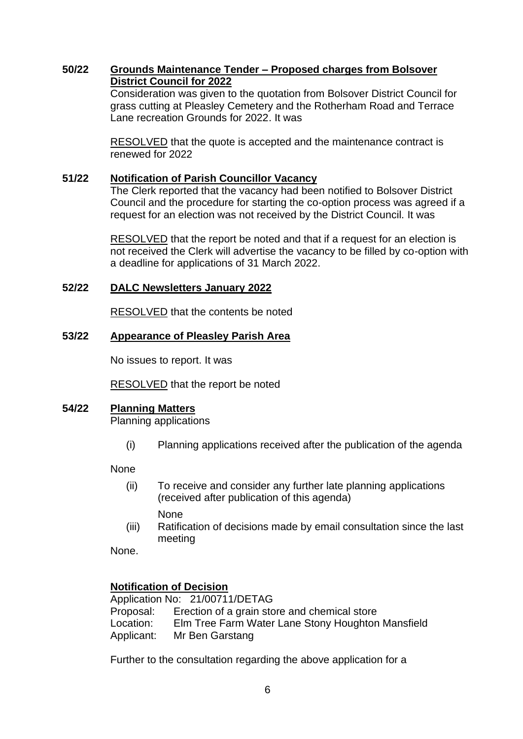**50/22 Grounds Maintenance Tender – Proposed charges from Bolsover District Council for 2022**

Consideration was given to the quotation from Bolsover District Council for grass cutting at Pleasley Cemetery and the Rotherham Road and Terrace Lane recreation Grounds for 2022. It was

RESOLVED that the quote is accepted and the maintenance contract is renewed for 2022

**51/22 Notification of Parish Councillor Vacancy**

The Clerk reported that the vacancy had been notified to Bolsover District Council and the procedure for starting the co-option process was agreed if a request for an election was not received by the District Council. It was

RESOLVED that the report be noted and that if a request for an election is not received the Clerk will advertise the vacancy to be filled by co-option with a deadline for applications of 31 March 2022.

**52/22 DALC Newsletters January 2022**

RESOLVED that the contents be noted

**53/22 Appearance of Pleasley Parish Area**

No issues to report. It was

RESOLVED that the report be noted

**54/22 Planning Matters**

Planning applications

(i) Planning applications received after the publication of the agenda

None

(ii) To receive and consider any further late planning applications (received after publication of this agenda)

None

(iii) Ratification of decisions made by email consultation since the last meeting

None.

**Notification of Decision**

Application No: 21/00711/DETAG
Proposal: Erection of a grain store and chemical store
Location: Elm Tree Farm Water Lane Stony Houghton Mansfield
Applicant: Mr Ben Garstang

Further to the consultation regarding the above application for a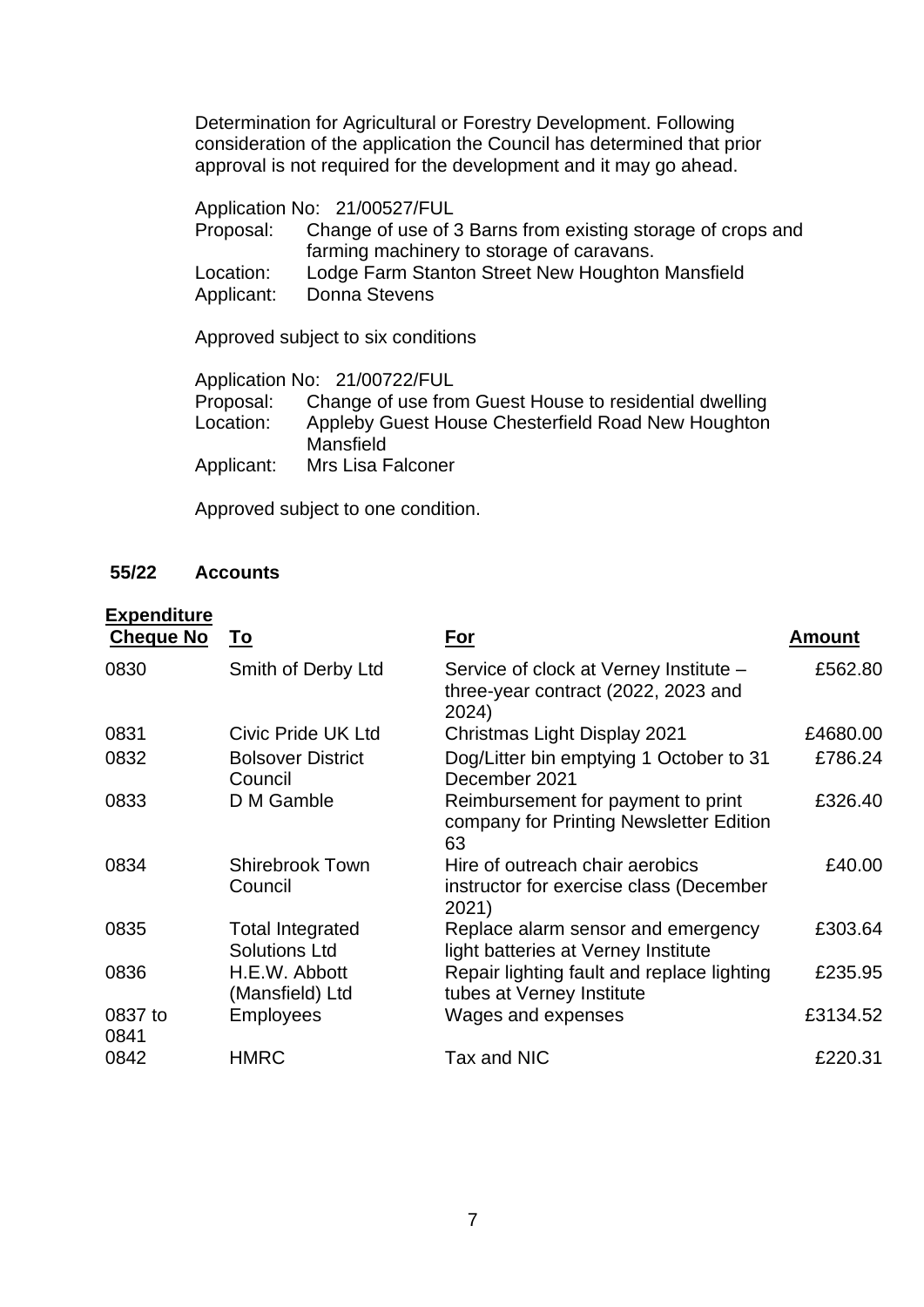Determination for Agricultural or Forestry Development. Following consideration of the application the Council has determined that prior approval is not required for the development and it may go ahead.

Application No: 21/00527/FUL
Proposal: Change of use of 3 Barns from existing storage of crops and farming machinery to storage of caravans.
Location: Lodge Farm Stanton Street New Houghton Mansfield
Applicant: Donna Stevens

Approved subject to six conditions

Application No: 21/00722/FUL
Proposal: Change of use from Guest House to residential dwelling
Location: Appleby Guest House Chesterfield Road New Houghton Mansfield
Applicant: Mrs Lisa Falconer

Approved subject to one condition.

**55/22 Accounts**

**Expenditure**

| Cheque No | To | For | Amount |
|---|---|---|---|
| 0830 | Smith of Derby Ltd | Service of clock at Verney Institute – three-year contract (2022, 2023 and 2024) | £562.80 |
| 0831 | Civic Pride UK Ltd | Christmas Light Display 2021 | £4680.00 |
| 0832 | Bolsover District Council | Dog/Litter bin emptying 1 October to 31 December 2021 | £786.24 |
| 0833 | D M Gamble | Reimbursement for payment to print company for Printing Newsletter Edition 63 | £326.40 |
| 0834 | Shirebrook Town Council | Hire of outreach chair aerobics instructor for exercise class (December 2021) | £40.00 |
| 0835 | Total Integrated Solutions Ltd | Replace alarm sensor and emergency light batteries at Verney Institute | £303.64 |
| 0836 | H.E.W. Abbott (Mansfield) Ltd | Repair lighting fault and replace lighting tubes at Verney Institute | £235.95 |
| 0837 to 0841 | Employees | Wages and expenses | £3134.52 |
| 0842 | HMRC | Tax and NIC | £220.31 |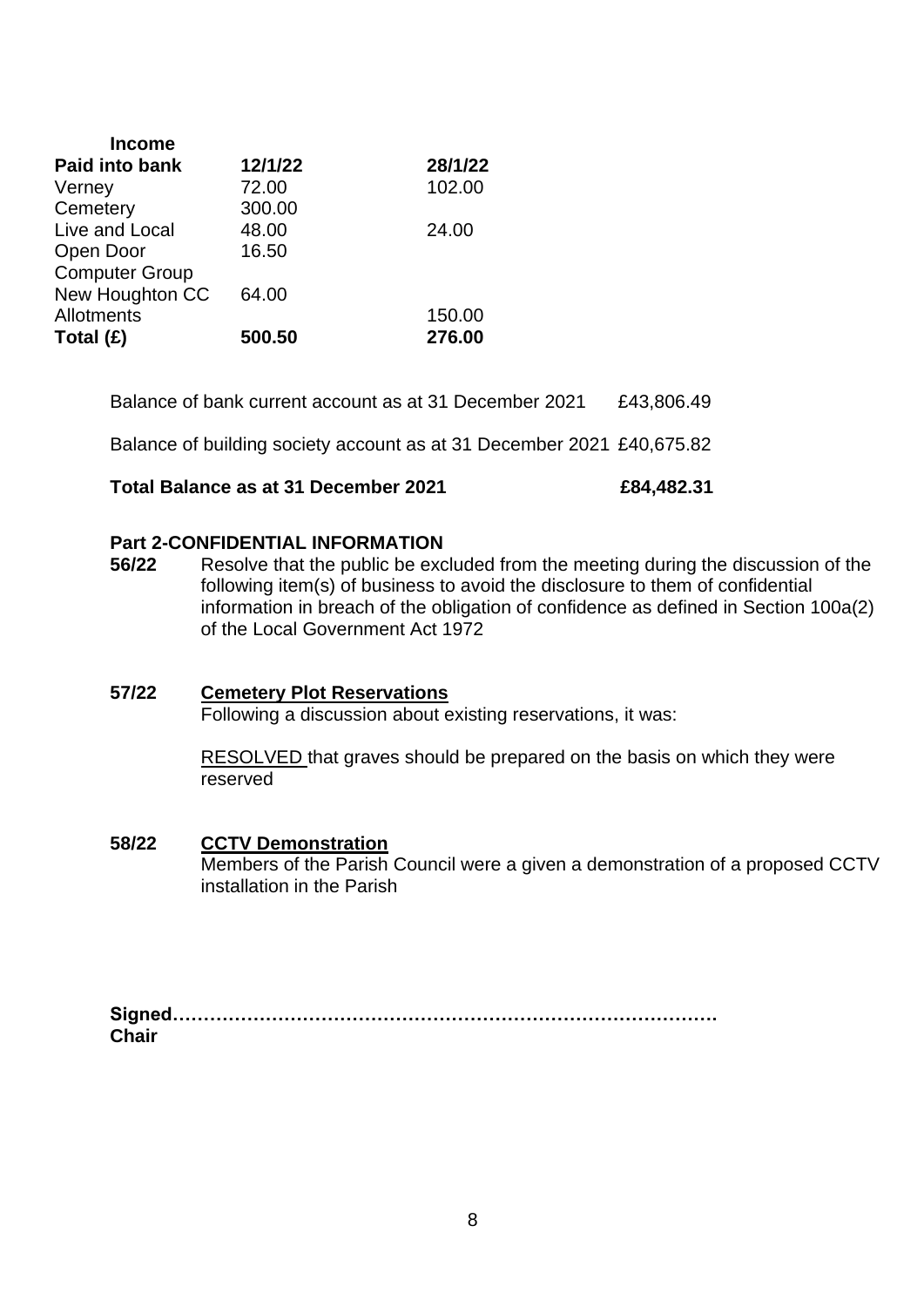| Income | | |
| --- | --- | --- |
| **Paid into bank** | **12/1/22** | **28/1/22** |
| Verney | 72.00 | 102.00 |
| Cemetery | 300.00 | |
| Live and Local | 48.00 | 24.00 |
| Open Door | 16.50 | |
| Computer Group | | |
| New Houghton CC | 64.00 | |
| Allotments | | 150.00 |
| **Total (£)** | **500.50** | **276.00** |

Balance of bank current account as at 31 December 2021 £43,806.49

Balance of building society account as at 31 December 2021 £40,675.82

**Total Balance as at 31 December 2021 £84,482.31**

**Part 2-CONFIDENTIAL INFORMATION**

**56/22** Resolve that the public be excluded from the meeting during the discussion of the following item(s) of business to avoid the disclosure to them of confidential information in breach of the obligation of confidence as defined in Section 100a(2) of the Local Government Act 1972

**57/22 Cemetery Plot Reservations**

Following a discussion about existing reservations, it was:

RESOLVED that graves should be prepared on the basis on which they were reserved

**58/22 CCTV Demonstration**

Members of the Parish Council were a given a demonstration of a proposed CCTV installation in the Parish

**Signed…………………………………………………………………………….**
**Chair**